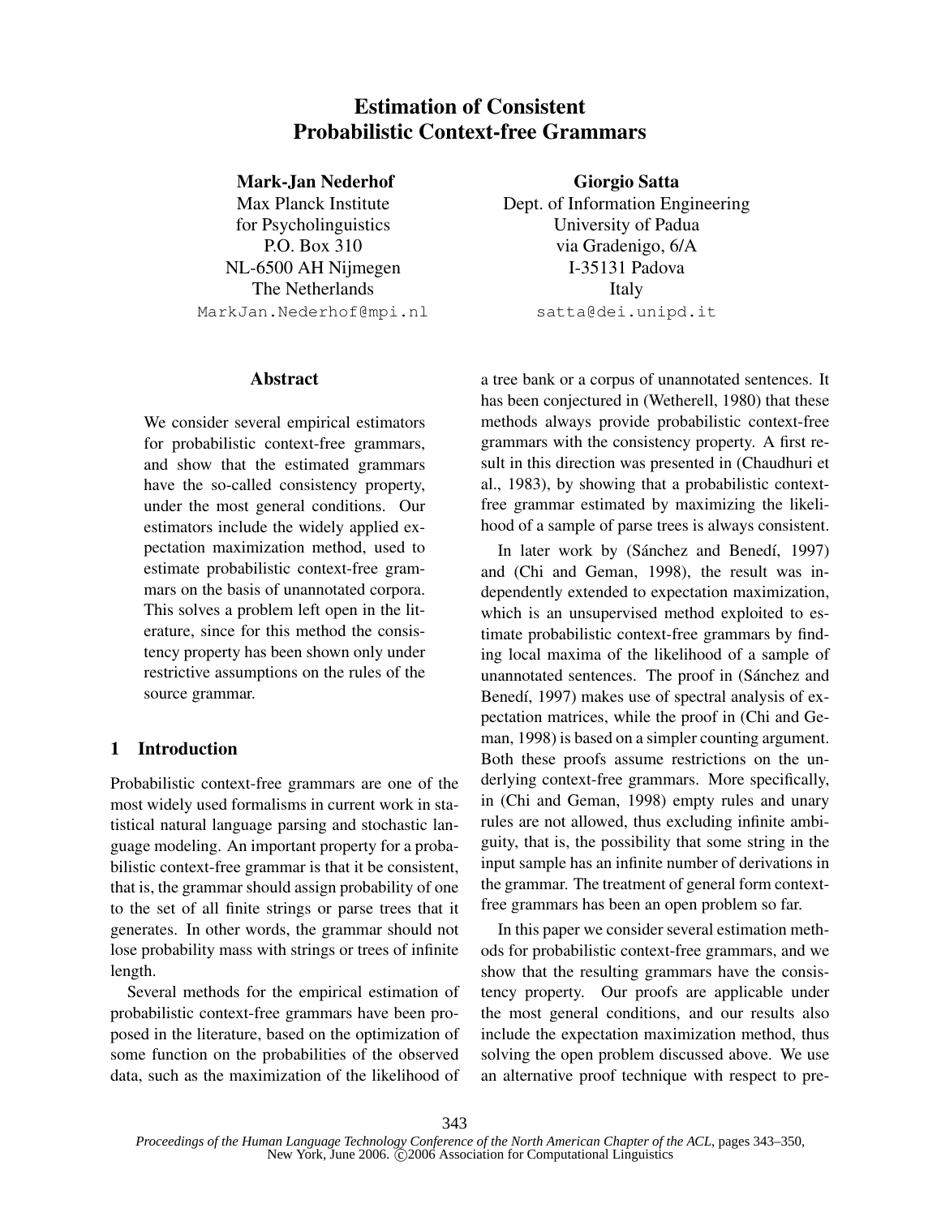# Estimation of Consistent Probabilistic Context-free Grammars

**Mark-Jan Nederhof**
Max Planck Institute
for Psycholinguistics
P.O. Box 310
NL-6500 AH Nijmegen
The Netherlands
MarkJan.Nederhof@mpi.nl

**Giorgio Satta**
Dept. of Information Engineering
University of Padua
via Gradenigo, 6/A
I-35131 Padova
Italy
satta@dei.unipd.it

## Abstract

We consider several empirical estimators for probabilistic context-free grammars, and show that the estimated grammars have the so-called consistency property, under the most general conditions. Our estimators include the widely applied expectation maximization method, used to estimate probabilistic context-free grammars on the basis of unannotated corpora. This solves a problem left open in the literature, since for this method the consistency property has been shown only under restrictive assumptions on the rules of the source grammar.

## 1 Introduction

Probabilistic context-free grammars are one of the most widely used formalisms in current work in statistical natural language parsing and stochastic language modeling. An important property for a probabilistic context-free grammar is that it be consistent, that is, the grammar should assign probability of one to the set of all finite strings or parse trees that it generates. In other words, the grammar should not lose probability mass with strings or trees of infinite length.

Several methods for the empirical estimation of probabilistic context-free grammars have been proposed in the literature, based on the optimization of some function on the probabilities of the observed data, such as the maximization of the likelihood of a tree bank or a corpus of unannotated sentences. It has been conjectured in (Wetherell, 1980) that these methods always provide probabilistic context-free grammars with the consistency property. A first result in this direction was presented in (Chaudhuri et al., 1983), by showing that a probabilistic context-free grammar estimated by maximizing the likelihood of a sample of parse trees is always consistent.

In later work by (Sánchez and Benedí, 1997) and (Chi and Geman, 1998), the result was independently extended to expectation maximization, which is an unsupervised method exploited to estimate probabilistic context-free grammars by finding local maxima of the likelihood of a sample of unannotated sentences. The proof in (Sánchez and Benedí, 1997) makes use of spectral analysis of expectation matrices, while the proof in (Chi and Geman, 1998) is based on a simpler counting argument. Both these proofs assume restrictions on the underlying context-free grammars. More specifically, in (Chi and Geman, 1998) empty rules and unary rules are not allowed, thus excluding infinite ambiguity, that is, the possibility that some string in the input sample has an infinite number of derivations in the grammar. The treatment of general form context-free grammars has been an open problem so far.

In this paper we consider several estimation methods for probabilistic context-free grammars, and we show that the resulting grammars have the consistency property. Our proofs are applicable under the most general conditions, and our results also include the expectation maximization method, thus solving the open problem discussed above. We use an alternative proof technique with respect to pre-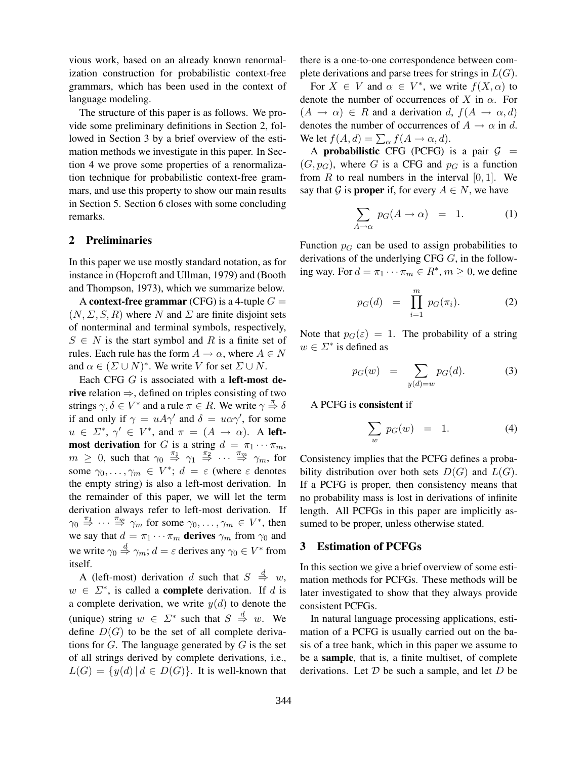vious work, based on an already known renormalization construction for probabilistic context-free grammars, which has been used in the context of language modeling.

The structure of this paper is as follows. We provide some preliminary definitions in Section 2, followed in Section 3 by a brief overview of the estimation methods we investigate in this paper. In Section 4 we prove some properties of a renormalization technique for probabilistic context-free grammars, and use this property to show our main results in Section 5. Section 6 closes with some concluding remarks.

## 2 Preliminaries

In this paper we use mostly standard notation, as for instance in (Hopcroft and Ullman, 1979) and (Booth and Thompson, 1973), which we summarize below.

A **context-free grammar** (CFG) is a 4-tuple $G = (N, \Sigma, S, R)$ where $N$ and $\Sigma$ are finite disjoint sets of nonterminal and terminal symbols, respectively, $S \in N$ is the start symbol and $R$ is a finite set of rules. Each rule has the form $A \rightarrow \alpha$, where $A \in N$ and $\alpha \in (\Sigma \cup N)^*$. We write $V$ for set $\Sigma \cup N$.

Each CFG $G$ is associated with a **left-most derive** relation $\Rightarrow$, defined on triples consisting of two strings $\gamma, \delta \in V^*$ and a rule $\pi \in R$. We write $\gamma \overset{\pi}{\Rightarrow} \delta$ if and only if $\gamma = uA\gamma'$ and $\delta = u\alpha\gamma'$, for some $u \in \Sigma^*$, $\gamma' \in V^*$, and $\pi = (A \rightarrow \alpha)$. A **left-most derivation** for $G$ is a string $d = \pi_1 \cdots \pi_m$, $m \geq 0$, such that $\gamma_0 \overset{\pi_1}{\Rightarrow} \gamma_1 \overset{\pi_2}{\Rightarrow} \cdots \overset{\pi_m}{\Rightarrow} \gamma_m$, for some $\gamma_0, \ldots, \gamma_m \in V^*$; $d = \varepsilon$ (where $\varepsilon$ denotes the empty string) is also a left-most derivation. In the remainder of this paper, we will let the term derivation always refer to left-most derivation. If $\gamma_0 \overset{\pi_1}{\Rightarrow} \cdots \overset{\pi_m}{\Rightarrow} \gamma_m$ for some $\gamma_0, \ldots, \gamma_m \in V^*$, then we say that $d = \pi_1 \cdots \pi_m$ **derives** $\gamma_m$ from $\gamma_0$ and we write $\gamma_0 \overset{d}{\Rightarrow} \gamma_m$; $d = \varepsilon$ derives any $\gamma_0 \in V^*$ from itself.

A (left-most) derivation $d$ such that $S \overset{d}{\Rightarrow} w$, $w \in \Sigma^*$, is called a **complete** derivation. If $d$ is a complete derivation, we write $y(d)$ to denote the (unique) string $w \in \Sigma^*$ such that $S \overset{d}{\Rightarrow} w$. We define $D(G)$ to be the set of all complete derivations for $G$. The language generated by $G$ is the set of all strings derived by complete derivations, i.e., $L(G) = \{y(d) \,|\, d \in D(G)\}$. It is well-known that there is a one-to-one correspondence between complete derivations and parse trees for strings in $L(G)$.

For $X \in V$ and $\alpha \in V^*$, we write $f(X, \alpha)$ to denote the number of occurrences of $X$ in $\alpha$. For $(A \rightarrow \alpha) \in R$ and a derivation $d$, $f(A \rightarrow \alpha, d)$ denotes the number of occurrences of $A \rightarrow \alpha$ in $d$. We let $f(A, d) = \sum_\alpha f(A \rightarrow \alpha, d)$.

A **probabilistic** CFG (PCFG) is a pair $\mathcal{G} = (G, p_G)$, where $G$ is a CFG and $p_G$ is a function from $R$ to real numbers in the interval $[0, 1]$. We say that $\mathcal{G}$ is **proper** if, for every $A \in N$, we have

$$\sum_{A \rightarrow \alpha} p_G(A \rightarrow \alpha) \;\; = \;\; 1. \qquad (1)$$

Function $p_G$ can be used to assign probabilities to derivations of the underlying CFG $G$, in the following way. For $d = \pi_1 \cdots \pi_m \in R^*$, $m \geq 0$, we define

$$p_G(d) \;\; = \;\; \prod_{i=1}^{m} p_G(\pi_i). \qquad (2)$$

Note that $p_G(\varepsilon) = 1$. The probability of a string $w \in \Sigma^*$ is defined as

$$p_G(w) \;\; = \;\; \sum_{y(d)=w} p_G(d). \qquad (3)$$

A PCFG is **consistent** if

$$\sum_{w} p_G(w) \;\; = \;\; 1. \qquad (4)$$

Consistency implies that the PCFG defines a probability distribution over both sets $D(G)$ and $L(G)$. If a PCFG is proper, then consistency means that no probability mass is lost in derivations of infinite length. All PCFGs in this paper are implicitly assumed to be proper, unless otherwise stated.

## 3 Estimation of PCFGs

In this section we give a brief overview of some estimation methods for PCFGs. These methods will be later investigated to show that they always provide consistent PCFGs.

In natural language processing applications, estimation of a PCFG is usually carried out on the basis of a tree bank, which in this paper we assume to be a **sample**, that is, a finite multiset, of complete derivations. Let $\mathcal{D}$ be such a sample, and let $D$ be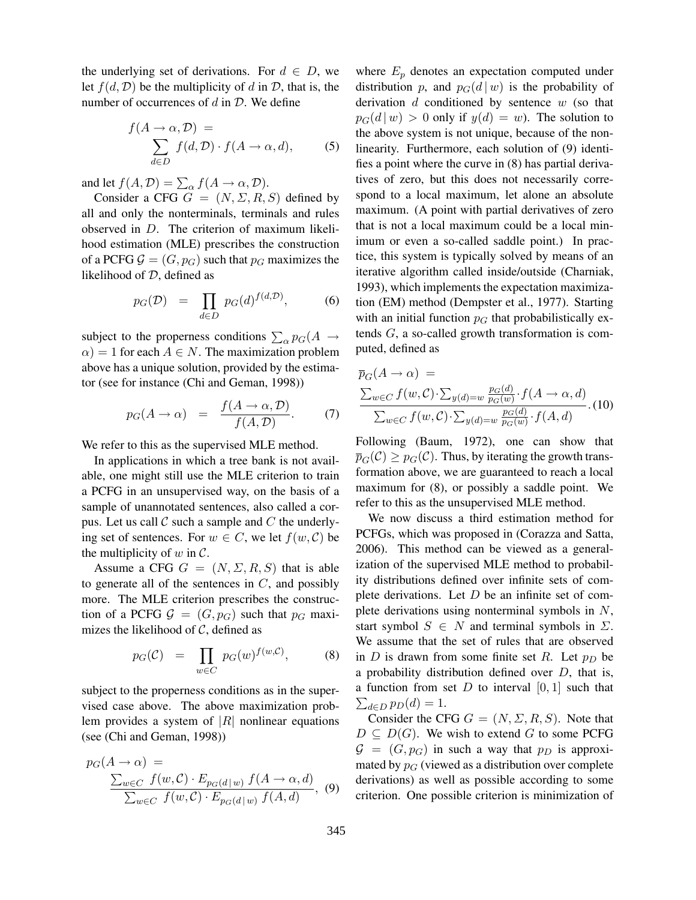the underlying set of derivations. For $d \in D$, we let $f(d, \mathcal{D})$ be the multiplicity of $d$ in $\mathcal{D}$, that is, the number of occurrences of $d$ in $\mathcal{D}$. We define

$$f(A \rightarrow \alpha, \mathcal{D}) = \sum_{d \in D} f(d, \mathcal{D}) \cdot f(A \rightarrow \alpha, d), \quad (5)$$

and let $f(A, \mathcal{D}) = \sum_{\alpha} f(A \rightarrow \alpha, \mathcal{D})$.

Consider a CFG $G = (N, \Sigma, R, S)$ defined by all and only the nonterminals, terminals and rules observed in $D$. The criterion of maximum likelihood estimation (MLE) prescribes the construction of a PCFG $\mathcal{G} = (G, p_G)$ such that $p_G$ maximizes the likelihood of $\mathcal{D}$, defined as

$$p_G(\mathcal{D}) = \prod_{d \in D} p_G(d)^{f(d, \mathcal{D})}, \quad (6)$$

subject to the properness conditions $\sum_{\alpha} p_G(A \rightarrow \alpha) = 1$ for each $A \in N$. The maximization problem above has a unique solution, provided by the estimator (see for instance (Chi and Geman, 1998))

$$p_G(A \rightarrow \alpha) = \frac{f(A \rightarrow \alpha, \mathcal{D})}{f(A, \mathcal{D})}. \quad (7)$$

We refer to this as the supervised MLE method.

In applications in which a tree bank is not available, one might still use the MLE criterion to train a PCFG in an unsupervised way, on the basis of a sample of unannotated sentences, also called a corpus. Let us call $\mathcal{C}$ such a sample and $C$ the underlying set of sentences. For $w \in C$, we let $f(w, \mathcal{C})$ be the multiplicity of $w$ in $\mathcal{C}$.

Assume a CFG $G = (N, \Sigma, R, S)$ that is able to generate all of the sentences in $C$, and possibly more. The MLE criterion prescribes the construction of a PCFG $\mathcal{G} = (G, p_G)$ such that $p_G$ maximizes the likelihood of $\mathcal{C}$, defined as

$$p_G(\mathcal{C}) = \prod_{w \in C} p_G(w)^{f(w, \mathcal{C})}, \quad (8)$$

subject to the properness conditions as in the supervised case above. The above maximization problem provides a system of $|R|$ nonlinear equations (see (Chi and Geman, 1998))

$$p_G(A \rightarrow \alpha) = \frac{\sum_{w \in C} f(w, \mathcal{C}) \cdot E_{p_G(d \mid w)} f(A \rightarrow \alpha, d)}{\sum_{w \in C} f(w, \mathcal{C}) \cdot E_{p_G(d \mid w)} f(A, d)}, \quad (9)$$

where $E_p$ denotes an expectation computed under distribution $p$, and $p_G(d \mid w)$ is the probability of derivation $d$ conditioned by sentence $w$ (so that $p_G(d \mid w) > 0$ only if $y(d) = w$). The solution to the above system is not unique, because of the nonlinearity. Furthermore, each solution of (9) identifies a point where the curve in (8) has partial derivatives of zero, but this does not necessarily correspond to a local maximum, let alone an absolute maximum. (A point with partial derivatives of zero that is not a local maximum could be a local minimum or even a so-called saddle point.) In practice, this system is typically solved by means of an iterative algorithm called inside/outside (Charniak, 1993), which implements the expectation maximization (EM) method (Dempster et al., 1977). Starting with an initial function $p_G$ that probabilistically extends $G$, a so-called growth transformation is computed, defined as

$$\overline{p}_G(A \rightarrow \alpha) = \frac{\sum_{w \in C} f(w, \mathcal{C}) \cdot \sum_{y(d)=w} \frac{p_G(d)}{p_G(w)} \cdot f(A \rightarrow \alpha, d)}{\sum_{w \in C} f(w, \mathcal{C}) \cdot \sum_{y(d)=w} \frac{p_G(d)}{p_G(w)} \cdot f(A, d)}. \quad (10)$$

Following (Baum, 1972), one can show that $\overline{p}_G(\mathcal{C}) \geq p_G(\mathcal{C})$. Thus, by iterating the growth transformation above, we are guaranteed to reach a local maximum for (8), or possibly a saddle point. We refer to this as the unsupervised MLE method.

We now discuss a third estimation method for PCFGs, which was proposed in (Corazza and Satta, 2006). This method can be viewed as a generalization of the supervised MLE method to probability distributions defined over infinite sets of complete derivations. Let $D$ be an infinite set of complete derivations using nonterminal symbols in $N$, start symbol $S \in N$ and terminal symbols in $\Sigma$. We assume that the set of rules that are observed in $D$ is drawn from some finite set $R$. Let $p_D$ be a probability distribution defined over $D$, that is, a function from set $D$ to interval $[0, 1]$ such that $\sum_{d \in D} p_D(d) = 1$.

Consider the CFG $G = (N, \Sigma, R, S)$. Note that $D \subseteq D(G)$. We wish to extend $G$ to some PCFG $\mathcal{G} = (G, p_G)$ in such a way that $p_D$ is approximated by $p_G$ (viewed as a distribution over complete derivations) as well as possible according to some criterion. One possible criterion is minimization of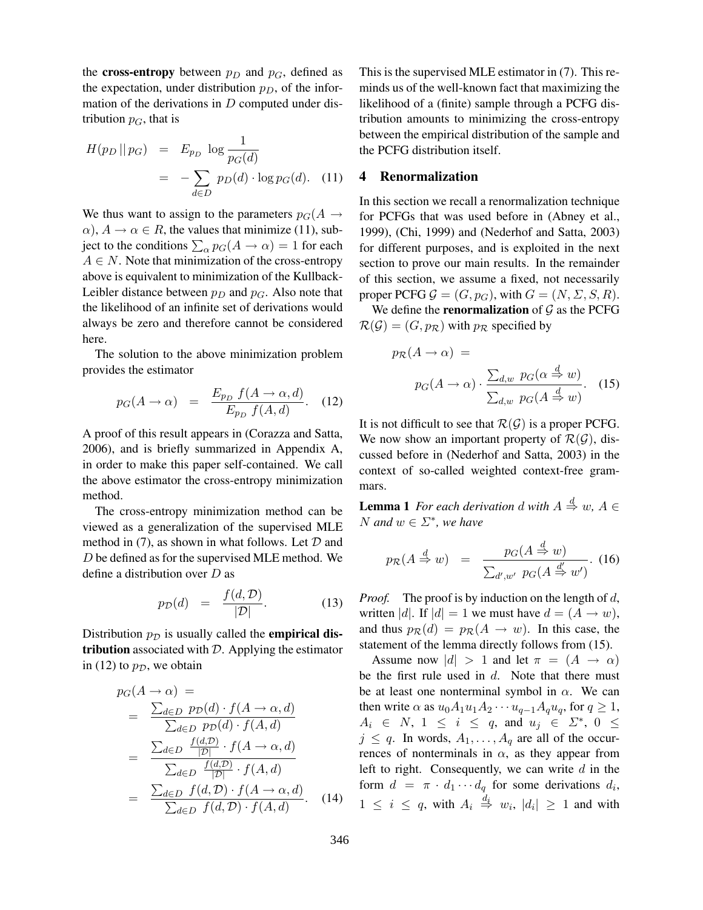the **cross-entropy** between $p_D$ and $p_G$, defined as the expectation, under distribution $p_D$, of the information of the derivations in $D$ computed under distribution $p_G$, that is

$$
\begin{aligned}
H(p_D \,||\, p_G) &= E_{p_D} \log \frac{1}{p_G(d)} \\
&= -\sum_{d \in D} p_D(d) \cdot \log p_G(d). \quad (11)
\end{aligned}
$$

We thus want to assign to the parameters $p_G(A \rightarrow \alpha)$, $A \rightarrow \alpha \in R$, the values that minimize (11), subject to the conditions $\sum_\alpha p_G(A \rightarrow \alpha) = 1$ for each $A \in N$. Note that minimization of the cross-entropy above is equivalent to minimization of the Kullback-Leibler distance between $p_D$ and $p_G$. Also note that the likelihood of an infinite set of derivations would always be zero and therefore cannot be considered here.

The solution to the above minimization problem provides the estimator

$$
p_G(A \rightarrow \alpha) = \frac{E_{p_D} f(A \rightarrow \alpha, d)}{E_{p_D} f(A, d)}. \quad (12)
$$

A proof of this result appears in (Corazza and Satta, 2006), and is briefly summarized in Appendix A, in order to make this paper self-contained. We call the above estimator the cross-entropy minimization method.

The cross-entropy minimization method can be viewed as a generalization of the supervised MLE method in (7), as shown in what follows. Let $\mathcal{D}$ and $D$ be defined as for the supervised MLE method. We define a distribution over $D$ as

$$
p_{\mathcal{D}}(d) = \frac{f(d, \mathcal{D})}{|\mathcal{D}|}. \quad (13)
$$

Distribution $p_{\mathcal{D}}$ is usually called the **empirical distribution** associated with $\mathcal{D}$. Applying the estimator in (12) to $p_{\mathcal{D}}$, we obtain

$$
\begin{aligned}
p_G(A \rightarrow \alpha) &= \\
&= \frac{\sum_{d \in D} p_{\mathcal{D}}(d) \cdot f(A \rightarrow \alpha, d)}{\sum_{d \in D} p_{\mathcal{D}}(d) \cdot f(A, d)} \\
&= \frac{\sum_{d \in D} \frac{f(d, \mathcal{D})}{|\mathcal{D}|} \cdot f(A \rightarrow \alpha, d)}{\sum_{d \in D} \frac{f(d, \mathcal{D})}{|\mathcal{D}|} \cdot f(A, d)} \\
&= \frac{\sum_{d \in D} f(d, \mathcal{D}) \cdot f(A \rightarrow \alpha, d)}{\sum_{d \in D} f(d, \mathcal{D}) \cdot f(A, d)}. \quad (14)
\end{aligned}
$$

This is the supervised MLE estimator in (7). This reminds us of the well-known fact that maximizing the likelihood of a (finite) sample through a PCFG distribution amounts to minimizing the cross-entropy between the empirical distribution of the sample and the PCFG distribution itself.

## 4 Renormalization

In this section we recall a renormalization technique for PCFGs that was used before in (Abney et al., 1999), (Chi, 1999) and (Nederhof and Satta, 2003) for different purposes, and is exploited in the next section to prove our main results. In the remainder of this section, we assume a fixed, not necessarily proper PCFG $\mathcal{G} = (G, p_G)$, with $G = (N, \Sigma, S, R)$.

We define the **renormalization** of $\mathcal{G}$ as the PCFG $\mathcal{R}(\mathcal{G}) = (G, p_{\mathcal{R}})$ with $p_{\mathcal{R}}$ specified by

$$
p_{\mathcal{R}}(A \rightarrow \alpha) = p_G(A \rightarrow \alpha) \cdot \frac{\sum_{d,w} p_G(\alpha \stackrel{d}{\Rightarrow} w)}{\sum_{d,w} p_G(A \stackrel{d}{\Rightarrow} w)}. \quad (15)
$$

It is not difficult to see that $\mathcal{R}(\mathcal{G})$ is a proper PCFG. We now show an important property of $\mathcal{R}(\mathcal{G})$, discussed before in (Nederhof and Satta, 2003) in the context of so-called weighted context-free grammars.

**Lemma 1** *For each derivation $d$ with $A \stackrel{d}{\Rightarrow} w$, $A \in N$ and $w \in \Sigma^*$, we have*

$$
p_{\mathcal{R}}(A \stackrel{d}{\Rightarrow} w) = \frac{p_G(A \stackrel{d}{\Rightarrow} w)}{\sum_{d', w'} p_G(A \stackrel{d'}{\Rightarrow} w')}. \quad (16)
$$

*Proof.* The proof is by induction on the length of $d$, written $|d|$. If $|d| = 1$ we must have $d = (A \rightarrow w)$, and thus $p_{\mathcal{R}}(d) = p_{\mathcal{R}}(A \rightarrow w)$. In this case, the statement of the lemma directly follows from (15).

Assume now $|d| > 1$ and let $\pi = (A \rightarrow \alpha)$ be the first rule used in $d$. Note that there must be at least one nonterminal symbol in $\alpha$. We can then write $\alpha$ as $u_0 A_1 u_1 A_2 \cdots u_{q-1} A_q u_q$, for $q \geq 1$, $A_i \in N$, $1 \leq i \leq q$, and $u_j \in \Sigma^*$, $0 \leq j \leq q$. In words, $A_1, \ldots, A_q$ are all of the occurrences of nonterminals in $\alpha$, as they appear from left to right. Consequently, we can write $d$ in the form $d = \pi \cdot d_1 \cdots d_q$ for some derivations $d_i$, $1 \leq i \leq q$, with $A_i \stackrel{d_i}{\Rightarrow} w_i$, $|d_i| \geq 1$ and with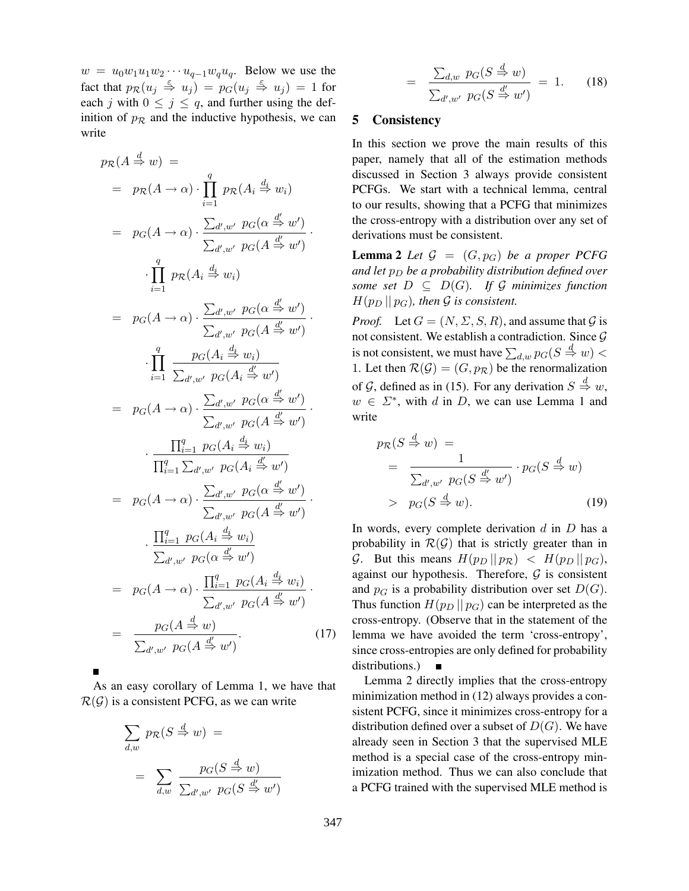$w = u_0 w_1 u_1 w_2 \cdots u_{q-1} w_q u_q$. Below we use the fact that $p_{\mathcal{R}}(u_j \overset{\varepsilon}{\Rightarrow} u_j) = p_G(u_j \overset{\varepsilon}{\Rightarrow} u_j) = 1$ for each $j$ with $0 \le j \le q$, and further using the definition of $p_{\mathcal{R}}$ and the inductive hypothesis, we can write

$$
\begin{aligned}
p_{\mathcal{R}}(A \overset{d}{\Rightarrow} w) &= \\
&= p_{\mathcal{R}}(A \to \alpha) \cdot \prod_{i=1}^{q} p_{\mathcal{R}}(A_i \overset{d_i}{\Rightarrow} w_i) \\
&= p_G(A \to \alpha) \cdot \frac{\sum_{d',w'} p_G(\alpha \overset{d'}{\Rightarrow} w')}{\sum_{d',w'} p_G(A \overset{d'}{\Rightarrow} w')} \cdot \\
&\quad \cdot \prod_{i=1}^{q} p_{\mathcal{R}}(A_i \overset{d_i}{\Rightarrow} w_i) \\
&= p_G(A \to \alpha) \cdot \frac{\sum_{d',w'} p_G(\alpha \overset{d'}{\Rightarrow} w')}{\sum_{d',w'} p_G(A \overset{d'}{\Rightarrow} w')} \cdot \\
&\quad \cdot \prod_{i=1}^{q} \frac{p_G(A_i \overset{d_i}{\Rightarrow} w_i)}{\sum_{d',w'} p_G(A_i \overset{d'}{\Rightarrow} w')} \\
&= p_G(A \to \alpha) \cdot \frac{\sum_{d',w'} p_G(\alpha \overset{d'}{\Rightarrow} w')}{\sum_{d',w'} p_G(A \overset{d'}{\Rightarrow} w')} \cdot \\
&\quad \cdot \frac{\prod_{i=1}^{q} p_G(A_i \overset{d_i}{\Rightarrow} w_i)}{\prod_{i=1}^{q} \sum_{d',w'} p_G(A_i \overset{d'}{\Rightarrow} w')} \\
&= p_G(A \to \alpha) \cdot \frac{\sum_{d',w'} p_G(\alpha \overset{d'}{\Rightarrow} w')}{\sum_{d',w'} p_G(A \overset{d'}{\Rightarrow} w')} \cdot \\
&\quad \cdot \frac{\prod_{i=1}^{q} p_G(A_i \overset{d_i}{\Rightarrow} w_i)}{\sum_{d',w'} p_G(\alpha \overset{d'}{\Rightarrow} w')} \\
&= p_G(A \to \alpha) \cdot \frac{\prod_{i=1}^{q} p_G(A_i \overset{d_i}{\Rightarrow} w_i)}{\sum_{d',w'} p_G(A \overset{d'}{\Rightarrow} w')} \cdot \\
&= \frac{p_G(A \overset{d}{\Rightarrow} w)}{\sum_{d',w'} p_G(A \overset{d'}{\Rightarrow} w')}.
\end{aligned}
\tag{17}
$$

■

As an easy corollary of Lemma 1, we have that $\mathcal{R}(\mathcal{G})$ is a consistent PCFG, as we can write

$$
\begin{aligned}
\sum_{d,w} p_{\mathcal{R}}(S \overset{d}{\Rightarrow} w) &= \\
&= \sum_{d,w} \frac{p_G(S \overset{d}{\Rightarrow} w)}{\sum_{d',w'} p_G(S \overset{d'}{\Rightarrow} w')} \\
&= \frac{\sum_{d,w} p_G(S \overset{d}{\Rightarrow} w)}{\sum_{d',w'} p_G(S \overset{d'}{\Rightarrow} w')} = 1.
\end{aligned}
\tag{18}
$$

## 5 Consistency

In this section we prove the main results of this paper, namely that all of the estimation methods discussed in Section 3 always provide consistent PCFGs. We start with a technical lemma, central to our results, showing that a PCFG that minimizes the cross-entropy with a distribution over any set of derivations must be consistent.

**Lemma 2** *Let $\mathcal{G} = (G, p_G)$ be a proper PCFG and let $p_D$ be a probability distribution defined over some set $D \subseteq D(G)$. If $\mathcal{G}$ minimizes function $H(p_D \,||\, p_G)$, then $\mathcal{G}$ is consistent.*

*Proof.* Let $G = (N, \Sigma, S, R)$, and assume that $\mathcal{G}$ is not consistent. We establish a contradiction. Since $\mathcal{G}$ is not consistent, we must have $\sum_{d,w} p_G(S \overset{d}{\Rightarrow} w) < 1$. Let then $\mathcal{R}(\mathcal{G}) = (G, p_{\mathcal{R}})$ be the renormalization of $\mathcal{G}$, defined as in (15). For any derivation $S \overset{d}{\Rightarrow} w$, $w \in \Sigma^*$, with $d$ in $D$, we can use Lemma 1 and write

$$
\begin{aligned}
p_{\mathcal{R}}(S \overset{d}{\Rightarrow} w) &= \\
&= \frac{1}{\sum_{d',w'} p_G(S \overset{d'}{\Rightarrow} w')} \cdot p_G(S \overset{d}{\Rightarrow} w) \\
&> p_G(S \overset{d}{\Rightarrow} w).
\end{aligned}
\tag{19}
$$

In words, every complete derivation $d$ in $D$ has a probability in $\mathcal{R}(\mathcal{G})$ that is strictly greater than in $\mathcal{G}$. But this means $H(p_D \,||\, p_{\mathcal{R}}) < H(p_D \,||\, p_G)$, against our hypothesis. Therefore, $\mathcal{G}$ is consistent and $p_G$ is a probability distribution over set $D(G)$. Thus function $H(p_D \,||\, p_G)$ can be interpreted as the cross-entropy. (Observe that in the statement of the lemma we have avoided the term 'cross-entropy', since cross-entropies are only defined for probability distributions.) ■

Lemma 2 directly implies that the cross-entropy minimization method in (12) always provides a consistent PCFG, since it minimizes cross-entropy for a distribution defined over a subset of $D(G)$. We have already seen in Section 3 that the supervised MLE method is a special case of the cross-entropy minimization method. Thus we can also conclude that a PCFG trained with the supervised MLE method is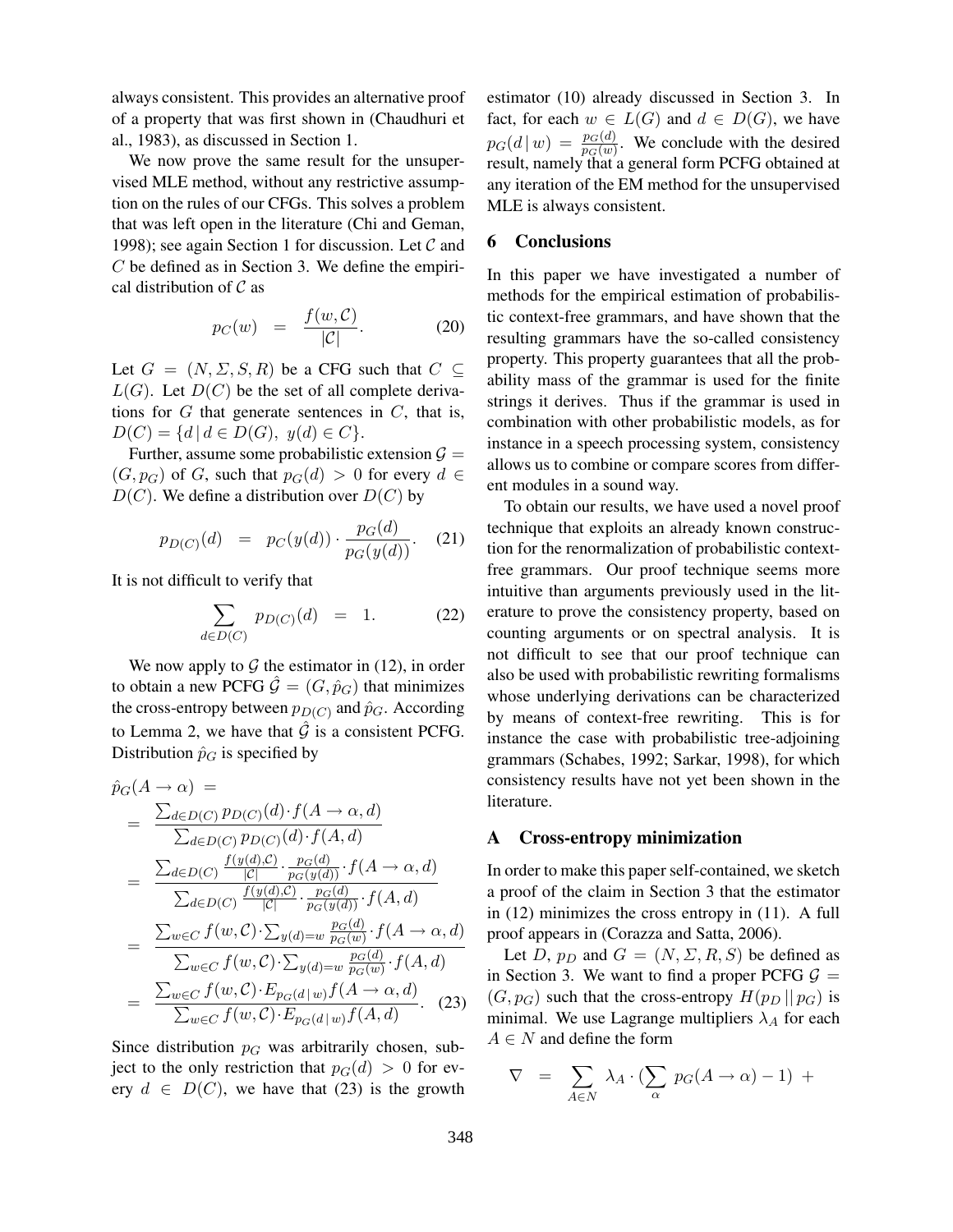always consistent. This provides an alternative proof of a property that was first shown in (Chaudhuri et al., 1983), as discussed in Section 1.

We now prove the same result for the unsupervised MLE method, without any restrictive assumption on the rules of our CFGs. This solves a problem that was left open in the literature (Chi and Geman, 1998); see again Section 1 for discussion. Let $\mathcal{C}$ and $C$ be defined as in Section 3. We define the empirical distribution of $\mathcal{C}$ as

$$p_C(w) \;\; = \;\; \frac{f(w, \mathcal{C})}{|\mathcal{C}|}. \tag{20}$$

Let $G = (N, \Sigma, S, R)$ be a CFG such that $C \subseteq L(G)$. Let $D(C)$ be the set of all complete derivations for $G$ that generate sentences in $C$, that is, $D(C) = \{d \,|\, d \in D(G),\; y(d) \in C\}$.

Further, assume some probabilistic extension $\mathcal{G} = (G, p_G)$ of $G$, such that $p_G(d) > 0$ for every $d \in D(C)$. We define a distribution over $D(C)$ by

$$p_{D(C)}(d) \;\; = \;\; p_C(y(d)) \cdot \frac{p_G(d)}{p_G(y(d))}. \tag{21}$$

It is not difficult to verify that

$$\sum_{d \in D(C)} p_{D(C)}(d) \;\; = \;\; 1. \tag{22}$$

We now apply to $\mathcal{G}$ the estimator in (12), in order to obtain a new PCFG $\hat{\mathcal{G}} = (G, \hat{p}_G)$ that minimizes the cross-entropy between $p_{D(C)}$ and $\hat{p}_G$. According to Lemma 2, we have that $\hat{\mathcal{G}}$ is a consistent PCFG. Distribution $\hat{p}_G$ is specified by

$$\begin{aligned}
\hat{p}_G(A \to \alpha) \;&= \\
&= \;\; \frac{\sum_{d \in D(C)} p_{D(C)}(d) \cdot f(A \to \alpha, d)}{\sum_{d \in D(C)} p_{D(C)}(d) \cdot f(A, d)} \\
&= \;\; \frac{\sum_{d \in D(C)} \frac{f(y(d), \mathcal{C})}{|\mathcal{C}|} \cdot \frac{p_G(d)}{p_G(y(d))} \cdot f(A \to \alpha, d)}{\sum_{d \in D(C)} \frac{f(y(d), \mathcal{C})}{|\mathcal{C}|} \cdot \frac{p_G(d)}{p_G(y(d))} \cdot f(A, d)} \\
&= \;\; \frac{\sum_{w \in C} f(w, \mathcal{C}) \cdot \sum_{y(d) = w} \frac{p_G(d)}{p_G(w)} \cdot f(A \to \alpha, d)}{\sum_{w \in C} f(w, \mathcal{C}) \cdot \sum_{y(d) = w} \frac{p_G(d)}{p_G(w)} \cdot f(A, d)} \\
&= \;\; \frac{\sum_{w \in C} f(w, \mathcal{C}) \cdot E_{p_G(d \,|\, w)} f(A \to \alpha, d)}{\sum_{w \in C} f(w, \mathcal{C}) \cdot E_{p_G(d \,|\, w)} f(A, d)}. 
\end{aligned} \tag{23}$$

Since distribution $p_G$ was arbitrarily chosen, subject to the only restriction that $p_G(d) > 0$ for every $d \in D(C)$, we have that (23) is the growth estimator (10) already discussed in Section 3. In fact, for each $w \in L(G)$ and $d \in D(G)$, we have $p_G(d \,|\, w) = \frac{p_G(d)}{p_G(w)}$. We conclude with the desired result, namely that a general form PCFG obtained at any iteration of the EM method for the unsupervised MLE is always consistent.

## 6 Conclusions

In this paper we have investigated a number of methods for the empirical estimation of probabilistic context-free grammars, and have shown that the resulting grammars have the so-called consistency property. This property guarantees that all the probability mass of the grammar is used for the finite strings it derives. Thus if the grammar is used in combination with other probabilistic models, as for instance in a speech processing system, consistency allows us to combine or compare scores from different modules in a sound way.

To obtain our results, we have used a novel proof technique that exploits an already known construction for the renormalization of probabilistic context-free grammars. Our proof technique seems more intuitive than arguments previously used in the literature to prove the consistency property, based on counting arguments or on spectral analysis. It is not difficult to see that our proof technique can also be used with probabilistic rewriting formalisms whose underlying derivations can be characterized by means of context-free rewriting. This is for instance the case with probabilistic tree-adjoining grammars (Schabes, 1992; Sarkar, 1998), for which consistency results have not yet been shown in the literature.

## A Cross-entropy minimization

In order to make this paper self-contained, we sketch a proof of the claim in Section 3 that the estimator in (12) minimizes the cross entropy in (11). A full proof appears in (Corazza and Satta, 2006).

Let $D$, $p_D$ and $G = (N, \Sigma, R, S)$ be defined as in Section 3. We want to find a proper PCFG $\mathcal{G} = (G, p_G)$ such that the cross-entropy $H(p_D \,||\, p_G)$ is minimal. We use Lagrange multipliers $\lambda_A$ for each $A \in N$ and define the form

$$\nabla \;\; = \;\; \sum_{A \in N} \lambda_A \cdot (\sum_{\alpha} \; p_G(A \to \alpha) - 1) \;\; +$$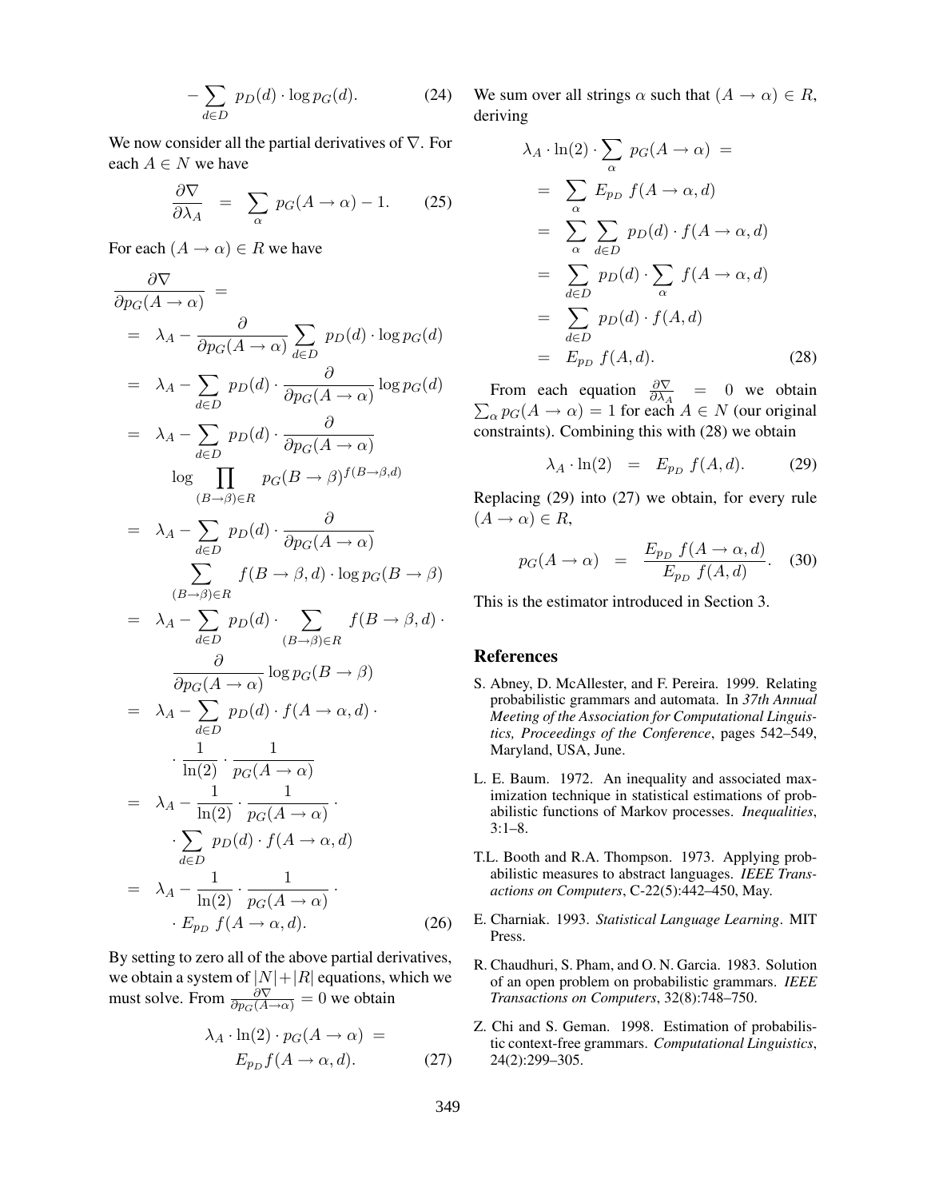$$- \sum_{d \in D} p_D(d) \cdot \log p_G(d). \tag{24}$$

We now consider all the partial derivatives of $\nabla$. For each $A \in N$ we have

$$\frac{\partial \nabla}{\partial \lambda_A} = \sum_{\alpha} p_G(A \to \alpha) - 1. \tag{25}$$

For each $(A \to \alpha) \in R$ we have

$$\begin{aligned}
&\frac{\partial \nabla}{\partial p_G(A \to \alpha)} = \\
&= \lambda_A - \frac{\partial}{\partial p_G(A \to \alpha)} \sum_{d \in D} p_D(d) \cdot \log p_G(d) \\
&= \lambda_A - \sum_{d \in D} p_D(d) \cdot \frac{\partial}{\partial p_G(A \to \alpha)} \log p_G(d) \\
&= \lambda_A - \sum_{d \in D} p_D(d) \cdot \frac{\partial}{\partial p_G(A \to \alpha)} \\
&\qquad \log \prod_{(B \to \beta) \in R} p_G(B \to \beta)^{f(B \to \beta, d)} \\
&= \lambda_A - \sum_{d \in D} p_D(d) \cdot \frac{\partial}{\partial p_G(A \to \alpha)} \\
&\qquad \sum_{(B \to \beta) \in R} f(B \to \beta, d) \cdot \log p_G(B \to \beta) \\
&= \lambda_A - \sum_{d \in D} p_D(d) \cdot \sum_{(B \to \beta) \in R} f(B \to \beta, d) \cdot \\
&\qquad \frac{\partial}{\partial p_G(A \to \alpha)} \log p_G(B \to \beta) \\
&= \lambda_A - \sum_{d \in D} p_D(d) \cdot f(A \to \alpha, d) \cdot \\
&\qquad \cdot \frac{1}{\ln(2)} \cdot \frac{1}{p_G(A \to \alpha)} \\
&= \lambda_A - \frac{1}{\ln(2)} \cdot \frac{1}{p_G(A \to \alpha)} \cdot \\
&\qquad \cdot \sum_{d \in D} p_D(d) \cdot f(A \to \alpha, d) \\
&= \lambda_A - \frac{1}{\ln(2)} \cdot \frac{1}{p_G(A \to \alpha)} \cdot \\
&\qquad \cdot E_{p_D} \, f(A \to \alpha, d).
\end{aligned} \tag{26}$$

By setting to zero all of the above partial derivatives, we obtain a system of $|N|+|R|$ equations, which we must solve. From $\frac{\partial \nabla}{\partial p_G(A \to \alpha)} = 0$ we obtain

$$\begin{aligned}
\lambda_A \cdot \ln(2) \cdot p_G(A \to \alpha) &= \\
E_{p_D} f(A \to \alpha, d).
\end{aligned} \tag{27}$$

We sum over all strings $\alpha$ such that $(A \to \alpha) \in R$, deriving

$$\begin{aligned}
&\lambda_A \cdot \ln(2) \cdot \sum_{\alpha} p_G(A \to \alpha) = \\
&= \sum_{\alpha} E_{p_D} \, f(A \to \alpha, d) \\
&= \sum_{\alpha} \sum_{d \in D} p_D(d) \cdot f(A \to \alpha, d) \\
&= \sum_{d \in D} p_D(d) \cdot \sum_{\alpha} f(A \to \alpha, d) \\
&= \sum_{d \in D} p_D(d) \cdot f(A, d) \\
&= E_{p_D} \, f(A, d).
\end{aligned} \tag{28}$$

From each equation $\frac{\partial \nabla}{\partial \lambda_A} = 0$ we obtain $\sum_{\alpha} p_G(A \to \alpha) = 1$ for each $A \in N$ (our original constraints). Combining this with (28) we obtain

$$\lambda_A \cdot \ln(2) = E_{p_D} \, f(A, d). \tag{29}$$

Replacing (29) into (27) we obtain, for every rule $(A \to \alpha) \in R$,

$$p_G(A \to \alpha) = \frac{E_{p_D} \, f(A \to \alpha, d)}{E_{p_D} \, f(A, d)}. \tag{30}$$

This is the estimator introduced in Section 3.

## References

S. Abney, D. McAllester, and F. Pereira. 1999. Relating probabilistic grammars and automata. In *37th Annual Meeting of the Association for Computational Linguistics, Proceedings of the Conference*, pages 542–549, Maryland, USA, June.

L. E. Baum. 1972. An inequality and associated maximization technique in statistical estimations of probabilistic functions of Markov processes. *Inequalities*, 3:1–8.

T.L. Booth and R.A. Thompson. 1973. Applying probabilistic measures to abstract languages. *IEEE Transactions on Computers*, C-22(5):442–450, May.

E. Charniak. 1993. *Statistical Language Learning*. MIT Press.

R. Chaudhuri, S. Pham, and O. N. Garcia. 1983. Solution of an open problem on probabilistic grammars. *IEEE Transactions on Computers*, 32(8):748–750.

Z. Chi and S. Geman. 1998. Estimation of probabilistic context-free grammars. *Computational Linguistics*, 24(2):299–305.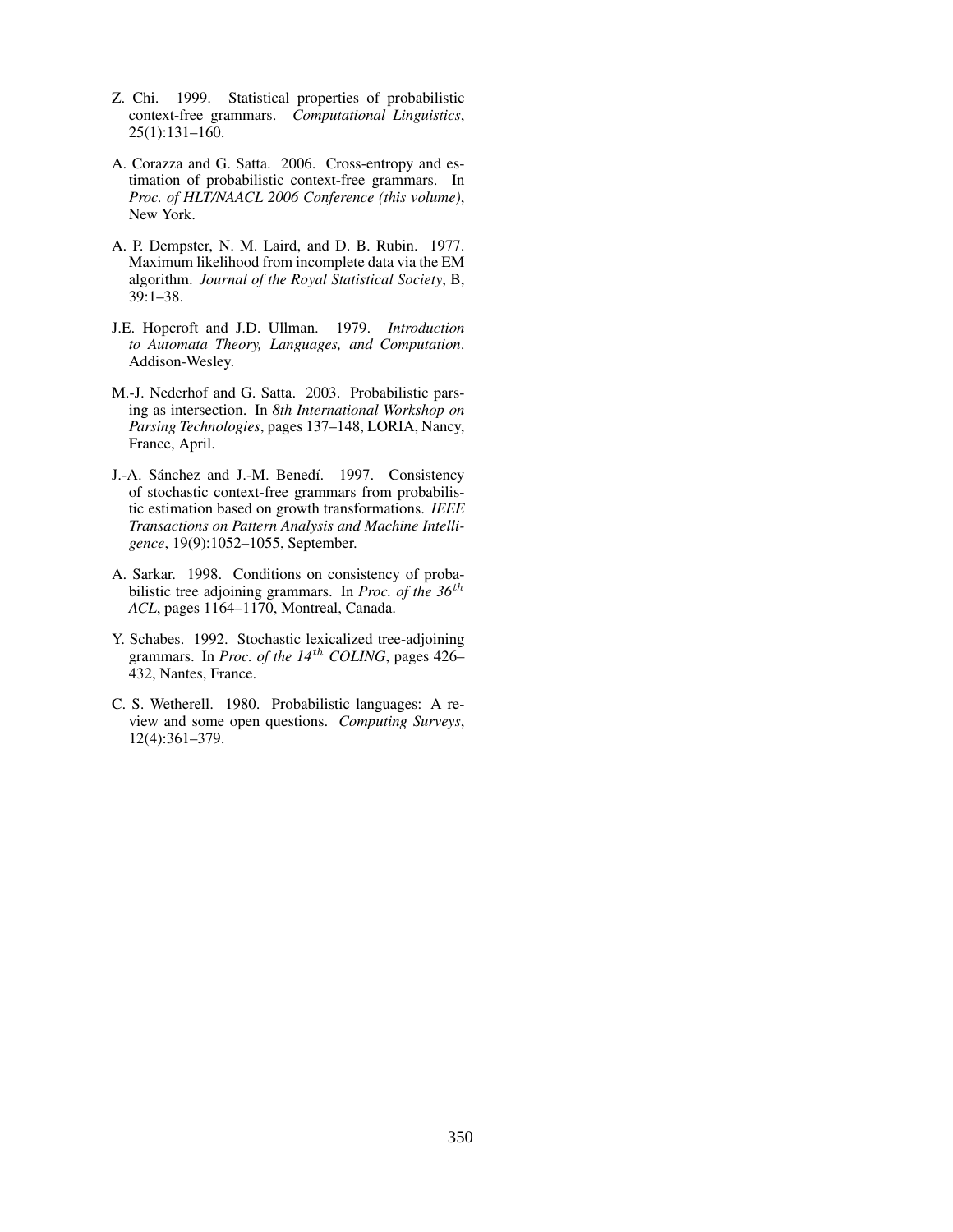Z. Chi. 1999. Statistical properties of probabilistic context-free grammars. *Computational Linguistics*, 25(1):131–160.

A. Corazza and G. Satta. 2006. Cross-entropy and estimation of probabilistic context-free grammars. In *Proc. of HLT/NAACL 2006 Conference (this volume)*, New York.

A. P. Dempster, N. M. Laird, and D. B. Rubin. 1977. Maximum likelihood from incomplete data via the EM algorithm. *Journal of the Royal Statistical Society*, B, 39:1–38.

J.E. Hopcroft and J.D. Ullman. 1979. *Introduction to Automata Theory, Languages, and Computation*. Addison-Wesley.

M.-J. Nederhof and G. Satta. 2003. Probabilistic parsing as intersection. In *8th International Workshop on Parsing Technologies*, pages 137–148, LORIA, Nancy, France, April.

J.-A. Sánchez and J.-M. Benedí. 1997. Consistency of stochastic context-free grammars from probabilistic estimation based on growth transformations. *IEEE Transactions on Pattern Analysis and Machine Intelligence*, 19(9):1052–1055, September.

A. Sarkar. 1998. Conditions on consistency of probabilistic tree adjoining grammars. In *Proc. of the 36$^{th}$ ACL*, pages 1164–1170, Montreal, Canada.

Y. Schabes. 1992. Stochastic lexicalized tree-adjoining grammars. In *Proc. of the 14$^{th}$ COLING*, pages 426–432, Nantes, France.

C. S. Wetherell. 1980. Probabilistic languages: A review and some open questions. *Computing Surveys*, 12(4):361–379.